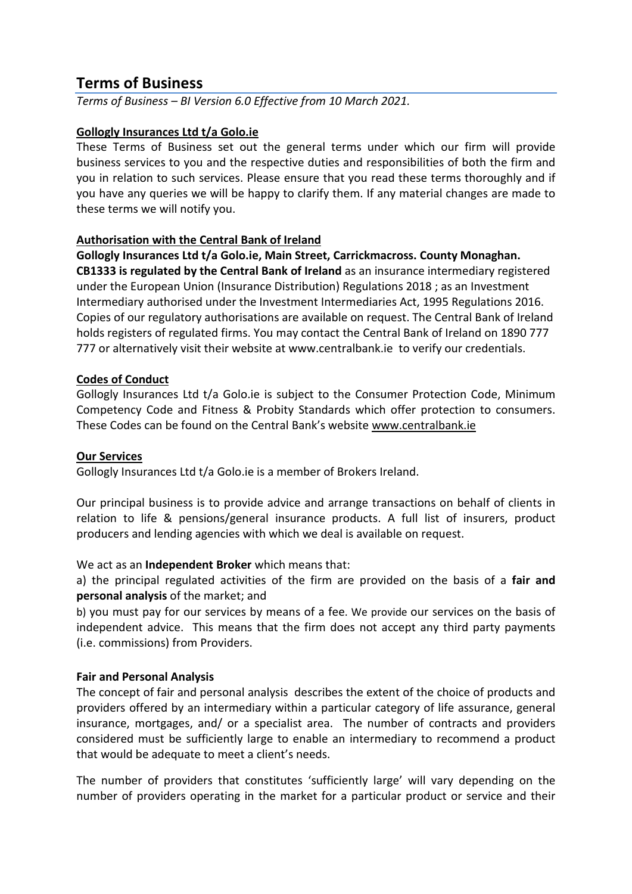# Terms of Business

*Terms of Business – BI Version 6.0 Effective from 10 March 2021.*

**Gollogly Insurances Ltd t/a Golo.ie**

These Terms of Business set out the general terms under which our firm will provide business services to you and the respective duties and responsibilities of both the firm and you in relation to such services. Please ensure that you read these terms thoroughly and if you have any queries we will be happy to clarify them. If any material changes are made to these terms we will notify you.

**Authorisation with the Central Bank of Ireland**

**Gollogly Insurances Ltd t/a Golo.ie, Main Street, Carrickmacross. County Monaghan. CB1333 is regulated by the Central Bank of Ireland** as an insurance intermediary registered under the European Union (Insurance Distribution) Regulations 2018 ; as an Investment Intermediary authorised under the Investment Intermediaries Act, 1995 Regulations 2016. Copies of our regulatory authorisations are available on request. The Central Bank of Ireland holds registers of regulated firms. You may contact the Central Bank of Ireland on 1890 777 777 or alternatively visit their website at www.centralbank.ie to verify our credentials.

**Codes of Conduct**

Gollogly Insurances Ltd t/a Golo.ie is subject to the Consumer Protection Code, Minimum Competency Code and Fitness & Probity Standards which offer protection to consumers. These Codes can be found on the Central Bank's website www.centralbank.ie

**Our Services**

Gollogly Insurances Ltd t/a Golo.ie is a member of Brokers Ireland.

Our principal business is to provide advice and arrange transactions on behalf of clients in relation to life & pensions/general insurance products. A full list of insurers, product producers and lending agencies with which we deal is available on request.

We act as an **Independent Broker** which means that:

a) the principal regulated activities of the firm are provided on the basis of a **fair and personal analysis** of the market; and

b) you must pay for our services by means of a fee. We provide our services on the basis of independent advice. This means that the firm does not accept any third party payments (i.e. commissions) from Providers.

**Fair and Personal Analysis**

The concept of fair and personal analysis describes the extent of the choice of products and providers offered by an intermediary within a particular category of life assurance, general insurance, mortgages, and/ or a specialist area. The number of contracts and providers considered must be sufficiently large to enable an intermediary to recommend a product that would be adequate to meet a client's needs.

The number of providers that constitutes 'sufficiently large' will vary depending on the number of providers operating in the market for a particular product or service and their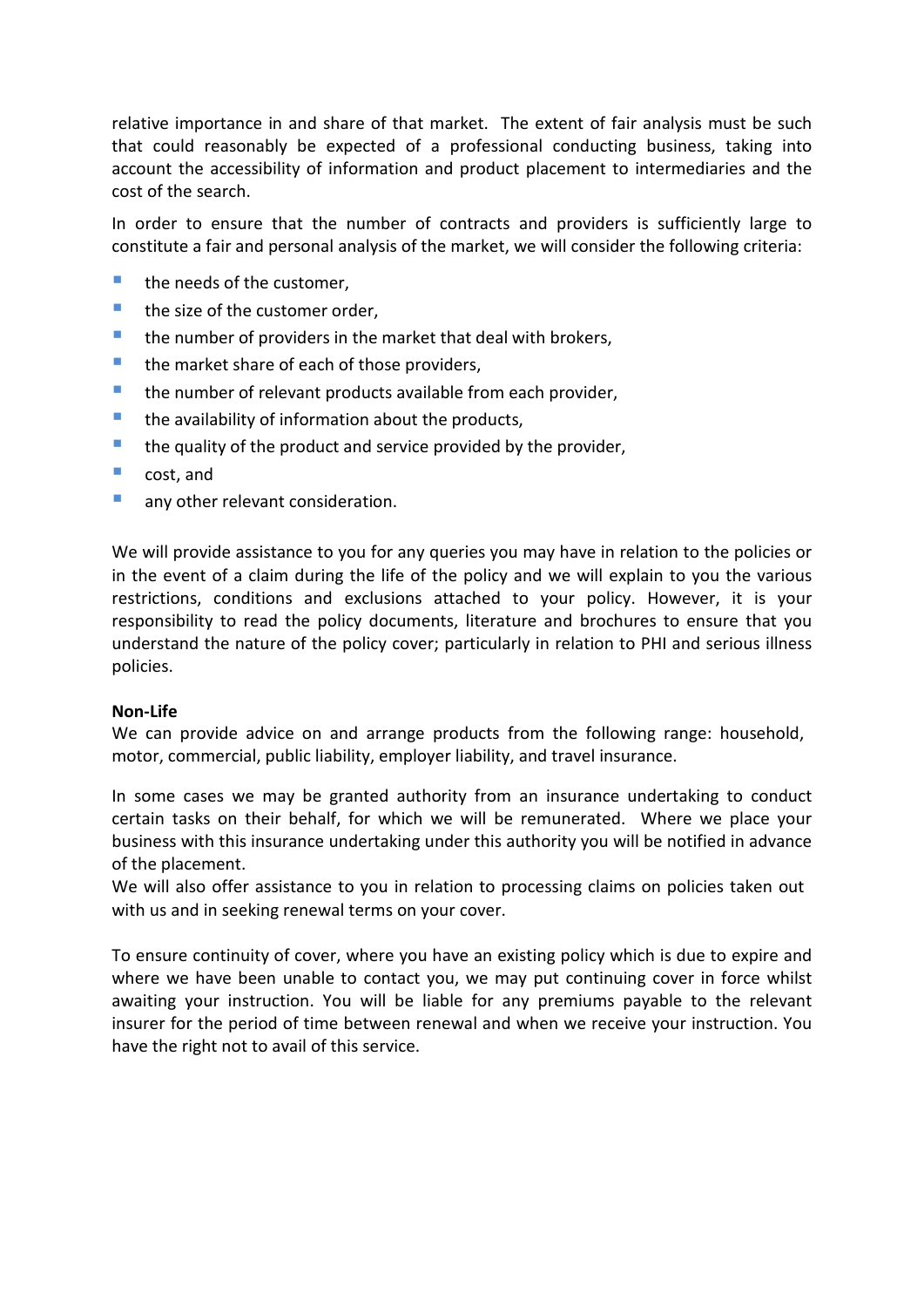relative importance in and share of that market. The extent of fair analysis must be such that could reasonably be expected of a professional conducting business, taking into account the accessibility of information and product placement to intermediaries and the cost of the search.

In order to ensure that the number of contracts and providers is sufficiently large to constitute a fair and personal analysis of the market, we will consider the following criteria:

- the needs of the customer,
- the size of the customer order,
- the number of providers in the market that deal with brokers,
- the market share of each of those providers,
- the number of relevant products available from each provider,
- the availability of information about the products,
- the quality of the product and service provided by the provider,
- cost, and
- any other relevant consideration.

We will provide assistance to you for any queries you may have in relation to the policies or in the event of a claim during the life of the policy and we will explain to you the various restrictions, conditions and exclusions attached to your policy. However, it is your responsibility to read the policy documents, literature and brochures to ensure that you understand the nature of the policy cover; particularly in relation to PHI and serious illness policies.

**Non-Life**
We can provide advice on and arrange products from the following range: household, motor, commercial, public liability, employer liability, and travel insurance.

In some cases we may be granted authority from an insurance undertaking to conduct certain tasks on their behalf, for which we will be remunerated. Where we place your business with this insurance undertaking under this authority you will be notified in advance of the placement.
We will also offer assistance to you in relation to processing claims on policies taken out with us and in seeking renewal terms on your cover.

To ensure continuity of cover, where you have an existing policy which is due to expire and where we have been unable to contact you, we may put continuing cover in force whilst awaiting your instruction. You will be liable for any premiums payable to the relevant insurer for the period of time between renewal and when we receive your instruction. You have the right not to avail of this service.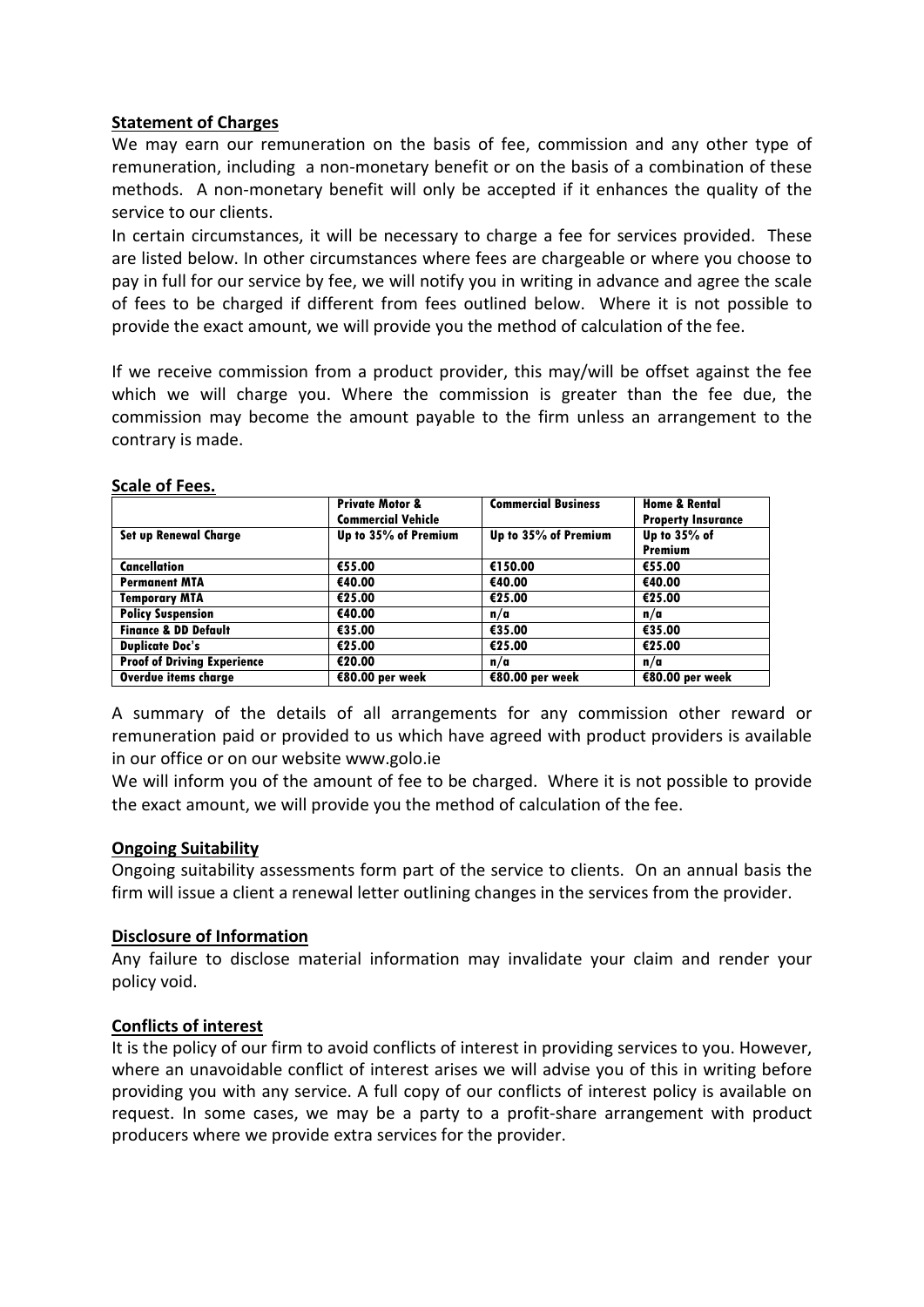## Statement of Charges

We may earn our remuneration on the basis of fee, commission and any other type of remuneration, including a non-monetary benefit or on the basis of a combination of these methods. A non-monetary benefit will only be accepted if it enhances the quality of the service to our clients.

In certain circumstances, it will be necessary to charge a fee for services provided. These are listed below. In other circumstances where fees are chargeable or where you choose to pay in full for our service by fee, we will notify you in writing in advance and agree the scale of fees to be charged if different from fees outlined below. Where it is not possible to provide the exact amount, we will provide you the method of calculation of the fee.

If we receive commission from a product provider, this may/will be offset against the fee which we will charge you. Where the commission is greater than the fee due, the commission may become the amount payable to the firm unless an arrangement to the contrary is made.

## Scale of Fees.

| | Private Motor & Commercial Vehicle | Commercial Business | Home & Rental Property Insurance |
|---|---|---|---|
| Set up Renewal Charge | Up to 35% of Premium | Up to 35% of Premium | Up to 35% of Premium |
| Cancellation | €55.00 | €150.00 | €55.00 |
| Permanent MTA | €40.00 | €40.00 | €40.00 |
| Temporary MTA | €25.00 | €25.00 | €25.00 |
| Policy Suspension | €40.00 | n/a | n/a |
| Finance & DD Default | €35.00 | €35.00 | €35.00 |
| Duplicate Doc's | €25.00 | €25.00 | €25.00 |
| Proof of Driving Experience | €20.00 | n/a | n/a |
| Overdue items charge | €80.00 per week | €80.00 per week | €80.00 per week |

A summary of the details of all arrangements for any commission other reward or remuneration paid or provided to us which have agreed with product providers is available in our office or on our website www.golo.ie

We will inform you of the amount of fee to be charged. Where it is not possible to provide the exact amount, we will provide you the method of calculation of the fee.

## Ongoing Suitability

Ongoing suitability assessments form part of the service to clients. On an annual basis the firm will issue a client a renewal letter outlining changes in the services from the provider.

## Disclosure of Information

Any failure to disclose material information may invalidate your claim and render your policy void.

## Conflicts of interest

It is the policy of our firm to avoid conflicts of interest in providing services to you. However, where an unavoidable conflict of interest arises we will advise you of this in writing before providing you with any service. A full copy of our conflicts of interest policy is available on request. In some cases, we may be a party to a profit-share arrangement with product producers where we provide extra services for the provider.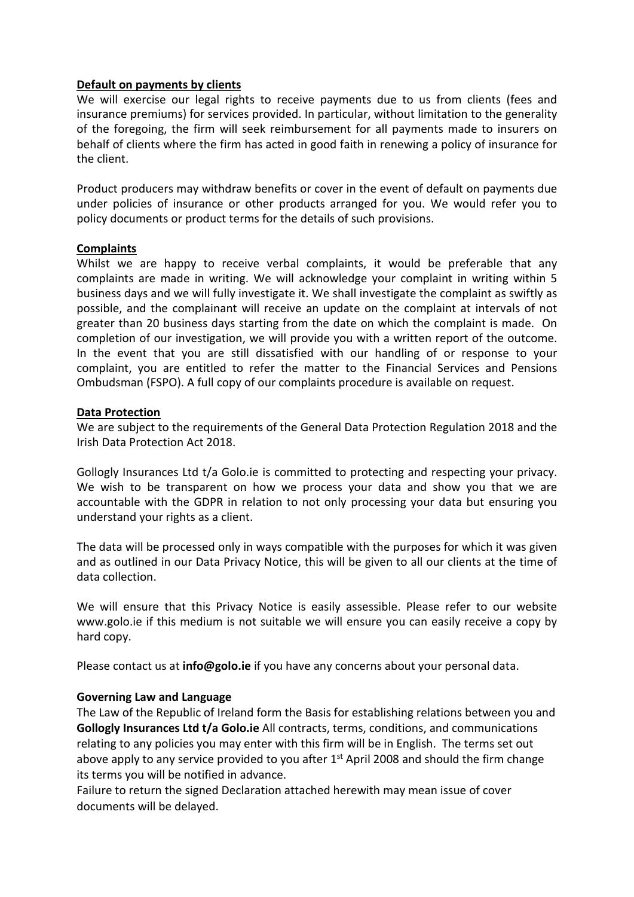## Default on payments by clients

We will exercise our legal rights to receive payments due to us from clients (fees and insurance premiums) for services provided. In particular, without limitation to the generality of the foregoing, the firm will seek reimbursement for all payments made to insurers on behalf of clients where the firm has acted in good faith in renewing a policy of insurance for the client.

Product producers may withdraw benefits or cover in the event of default on payments due under policies of insurance or other products arranged for you. We would refer you to policy documents or product terms for the details of such provisions.

## Complaints

Whilst we are happy to receive verbal complaints, it would be preferable that any complaints are made in writing. We will acknowledge your complaint in writing within 5 business days and we will fully investigate it. We shall investigate the complaint as swiftly as possible, and the complainant will receive an update on the complaint at intervals of not greater than 20 business days starting from the date on which the complaint is made. On completion of our investigation, we will provide you with a written report of the outcome. In the event that you are still dissatisfied with our handling of or response to your complaint, you are entitled to refer the matter to the Financial Services and Pensions Ombudsman (FSPO). A full copy of our complaints procedure is available on request.

## Data Protection

We are subject to the requirements of the General Data Protection Regulation 2018 and the Irish Data Protection Act 2018.

Gollogly Insurances Ltd t/a Golo.ie is committed to protecting and respecting your privacy. We wish to be transparent on how we process your data and show you that we are accountable with the GDPR in relation to not only processing your data but ensuring you understand your rights as a client.

The data will be processed only in ways compatible with the purposes for which it was given and as outlined in our Data Privacy Notice, this will be given to all our clients at the time of data collection.

We will ensure that this Privacy Notice is easily assessible. Please refer to our website www.golo.ie if this medium is not suitable we will ensure you can easily receive a copy by hard copy.

Please contact us at **info@golo.ie** if you have any concerns about your personal data.

## Governing Law and Language

The Law of the Republic of Ireland form the Basis for establishing relations between you and **Gollogly Insurances Ltd t/a Golo.ie** All contracts, terms, conditions, and communications relating to any policies you may enter with this firm will be in English. The terms set out above apply to any service provided to you after 1st April 2008 and should the firm change its terms you will be notified in advance.

Failure to return the signed Declaration attached herewith may mean issue of cover documents will be delayed.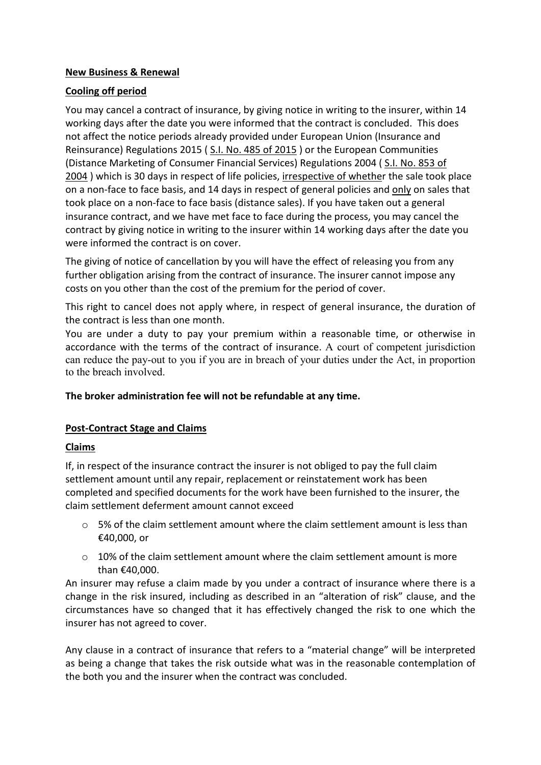**New Business & Renewal**

**Cooling off period**

You may cancel a contract of insurance, by giving notice in writing to the insurer, within 14 working days after the date you were informed that the contract is concluded. This does not affect the notice periods already provided under European Union (Insurance and Reinsurance) Regulations 2015 ( S.I. No. 485 of 2015 ) or the European Communities (Distance Marketing of Consumer Financial Services) Regulations 2004 ( S.I. No. 853 of 2004 ) which is 30 days in respect of life policies, irrespective of whether the sale took place on a non-face to face basis, and 14 days in respect of general policies and only on sales that took place on a non-face to face basis (distance sales). If you have taken out a general insurance contract, and we have met face to face during the process, you may cancel the contract by giving notice in writing to the insurer within 14 working days after the date you were informed the contract is on cover.

The giving of notice of cancellation by you will have the effect of releasing you from any further obligation arising from the contract of insurance. The insurer cannot impose any costs on you other than the cost of the premium for the period of cover.

This right to cancel does not apply where, in respect of general insurance, the duration of the contract is less than one month.

You are under a duty to pay your premium within a reasonable time, or otherwise in accordance with the terms of the contract of insurance. A court of competent jurisdiction can reduce the pay-out to you if you are in breach of your duties under the Act, in proportion to the breach involved.

**The broker administration fee will not be refundable at any time.**

**Post-Contract Stage and Claims**

**Claims**

If, in respect of the insurance contract the insurer is not obliged to pay the full claim settlement amount until any repair, replacement or reinstatement work has been completed and specified documents for the work have been furnished to the insurer, the claim settlement deferment amount cannot exceed

- 5% of the claim settlement amount where the claim settlement amount is less than €40,000, or
- 10% of the claim settlement amount where the claim settlement amount is more than €40,000.

An insurer may refuse a claim made by you under a contract of insurance where there is a change in the risk insured, including as described in an "alteration of risk" clause, and the circumstances have so changed that it has effectively changed the risk to one which the insurer has not agreed to cover.

Any clause in a contract of insurance that refers to a "material change" will be interpreted as being a change that takes the risk outside what was in the reasonable contemplation of the both you and the insurer when the contract was concluded.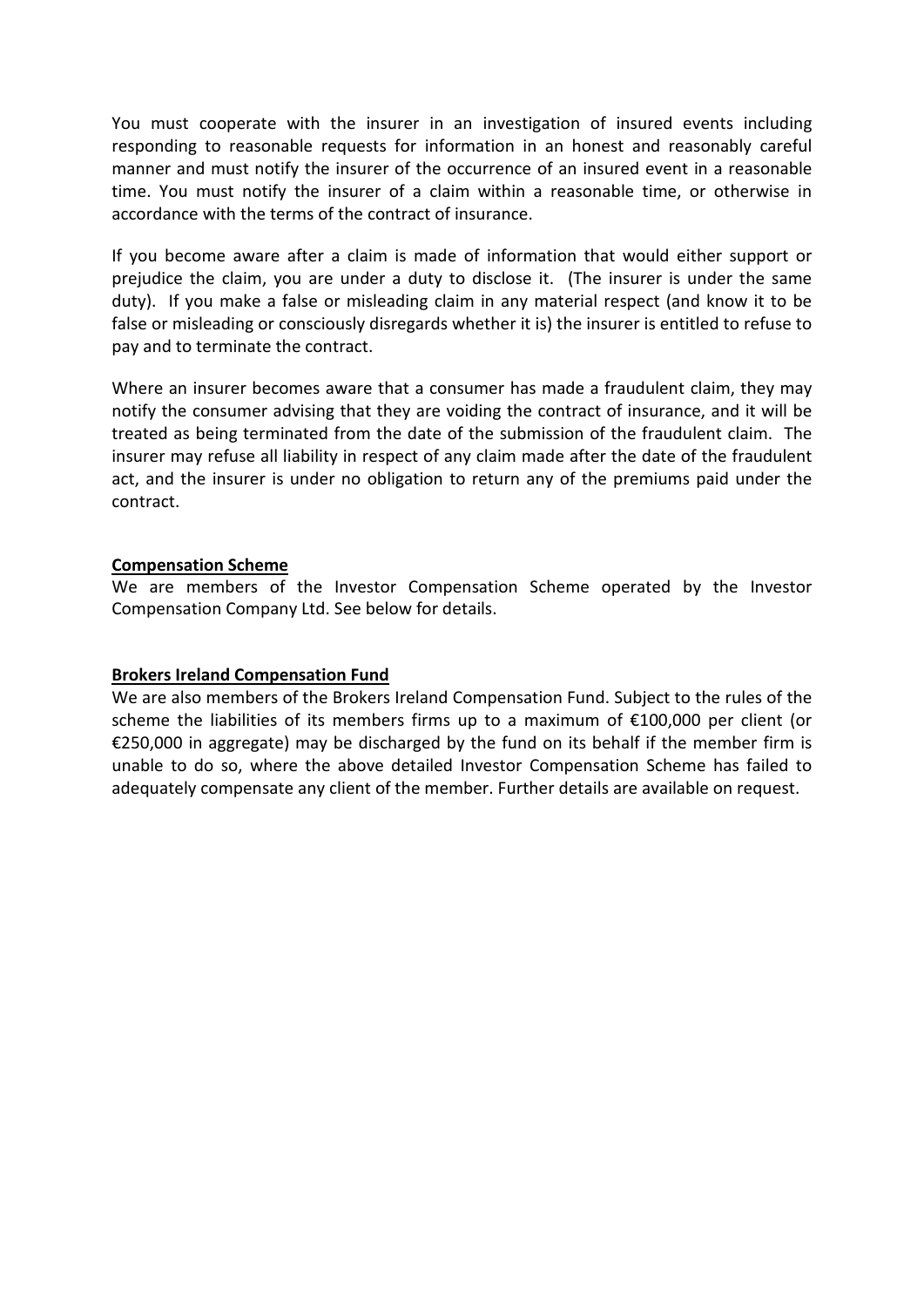You must cooperate with the insurer in an investigation of insured events including responding to reasonable requests for information in an honest and reasonably careful manner and must notify the insurer of the occurrence of an insured event in a reasonable time. You must notify the insurer of a claim within a reasonable time, or otherwise in accordance with the terms of the contract of insurance.

If you become aware after a claim is made of information that would either support or prejudice the claim, you are under a duty to disclose it. (The insurer is under the same duty). If you make a false or misleading claim in any material respect (and know it to be false or misleading or consciously disregards whether it is) the insurer is entitled to refuse to pay and to terminate the contract.

Where an insurer becomes aware that a consumer has made a fraudulent claim, they may notify the consumer advising that they are voiding the contract of insurance, and it will be treated as being terminated from the date of the submission of the fraudulent claim. The insurer may refuse all liability in respect of any claim made after the date of the fraudulent act, and the insurer is under no obligation to return any of the premiums paid under the contract.

**Compensation Scheme**

We are members of the Investor Compensation Scheme operated by the Investor Compensation Company Ltd. See below for details.

**Brokers Ireland Compensation Fund**

We are also members of the Brokers Ireland Compensation Fund. Subject to the rules of the scheme the liabilities of its members firms up to a maximum of €100,000 per client (or €250,000 in aggregate) may be discharged by the fund on its behalf if the member firm is unable to do so, where the above detailed Investor Compensation Scheme has failed to adequately compensate any client of the member. Further details are available on request.